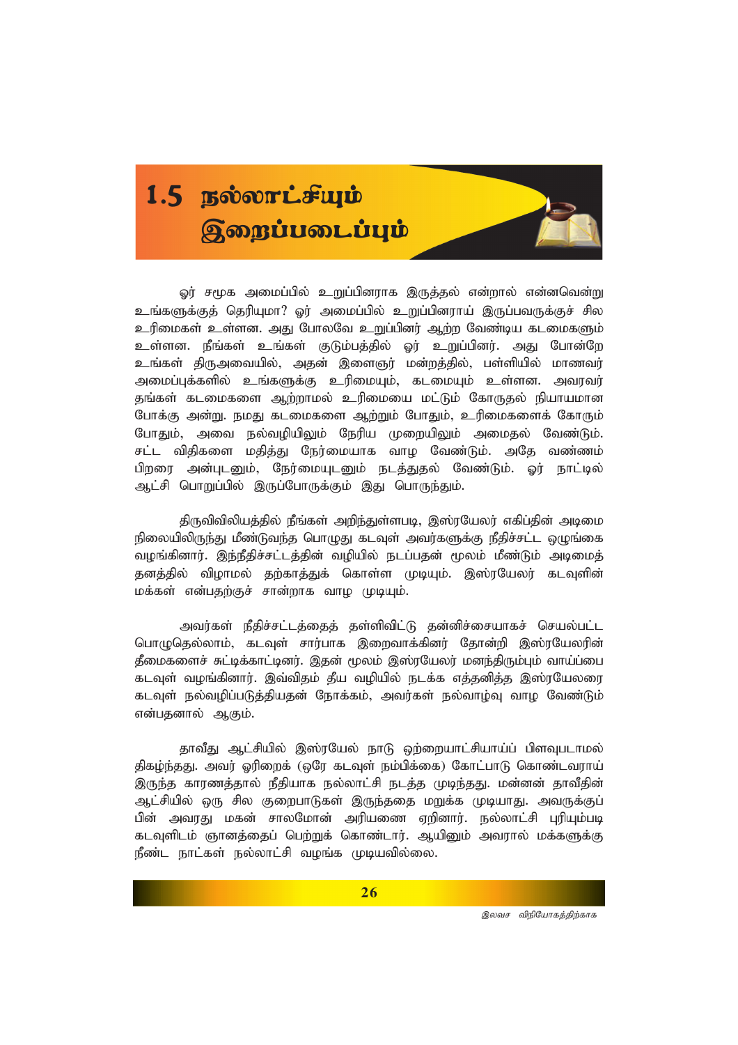# 1.5 நல்லாட்சியும் இறைப்படைப்பும்

ஓர் சமூக அமைப்பில் உறுப்பினராக இருத்தல் என்றால் என்னவென்று உங்களுக்குத் தெரியுமா? ஓர் அமைப்பில் உறுப்பினராய் இருப்பவருக்குச் சில உரிமைகள் உள்ளன. அது போலவே உறுப்பினர் ஆற்ற வேண்டிய கடமைகளும் உள்ளன. நீங்கள் உங்கள் குடும்பத்தில் ஓர் உறுப்பினர். அது போன்றே உங்கள் திருஅவையில், அதன் இளைஞர் மன்றத்தில், பள்ளியில் மாணவர் அமைப்புக்களில் உங்களுக்கு உரிமையும், கடமையும் உள்ளன. அவரவர் தங்கள் கடமைகளை ஆற்றாமல் உரிமையை மட்டும் கோருதல் நியாயமான போக்கு அன்று. நமது கடமைகளை ஆற்றும் போதும், உரிமைகளைக் கோரும் போதும், அவை நல்வழியிலும் நேரிய முறையிலும் அமைதல் வேண்டும். சட்ட விதிகளை மதித்து நேர்மையாக வாழ வேண்டும். அதே வண்ணம் பிறரை அன்புடனும், நேர்மையுடனும் நடத்துதல் வேண்டும். ஓர் நாட்டில் ஆட்சி பொறுப்பில் இருப்போருக்கும் இது பொருந்தும்.

திருவிவிலியத்தில் நீங்கள் அறிந்துள்ளபடி, இஸ்ரயேலர் எகிப்தின் அடிமை நிலையிலிருந்து மீண்டுவந்த பொழுது கடவுள் அவர்களுக்கு நீதிச்சட்ட ஒழுங்கை வழங்கினார். இந்நீதிச்சட்டத்தின் வழியில் நடப்பதன் மூலம் மீண்டும் அடிமைத் தனத்தில் விழாமல் தற்காத்துக் கொள்ள முடியும். இஸ்ரயேலர் கடவுளின் மக்கள் என்பதற்குச் சான்றாக வாழ முடியும்.

அவர்கள் நீதிச்சட்டத்தைத் தள்ளிவிட்டு தன்னிச்சையாகச் செயல்பட்ட பொழுதெல்லாம், கடவுள் சார்பாக இறைவாக்கினர் தோன்றி இஸ்ரயேலரின் தீமைகளைச் சுட்டிக்காட்டினர். இதன் மூலம் இஸ்ரயேலர் மனந்திரும்பும் வாய்ப்பை கடவுள் வழங்கினார். இவ்விதம் தீய வழியில் நடக்க எத்தனித்த இஸ்ரயேலரை கடவுள் நல்வழிப்படுத்தியதன் நோக்கம், அவர்கள் நல்வாழ்வு வாழ வேண்டும் என்பதனால் ஆகும்.

தாவீது ஆட்சியில் இஸ்ரயேல் நாடு ஒற்றையாட்சியாய்ப் பிளவுபடாமல் திகழ்ந்தது. அவர் ஓரிறைக் (ஒரே கடவுள் நம்பிக்கை) கோட்பாடு கொண்டவராய் இருந்த காரணத்தால் நீதியாக நல்லாட்சி நடத்த முடிந்தது. மன்னன் தாவீதின் ஆட்சியில் ஒரு சில குறைபாடுகள் இருந்ததை மறுக்க முடியாது. அவருக்குப் பின் அவரது மகன் சாலமோன் அரியணை ஏறினார். நல்லாட்சி புரியும்படி கடவுளிடம் ஞானத்தைப் பெற்றுக் கொண்டார். ஆயினும் அவரால் மக்களுக்கு நீண்ட நாட்கள் நல்லாட்சி வழங்க முடியவில்லை.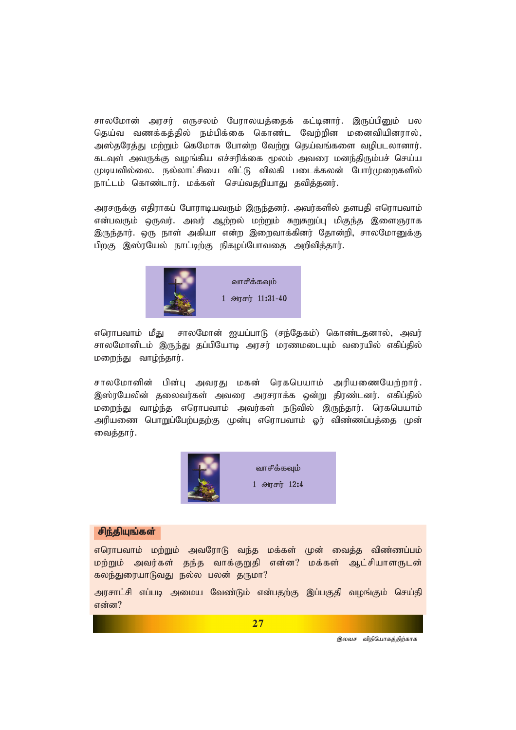சாலமோன் அரசர் எருசலம் பேராலயத்தைக் கட்டினார். இருப்பினும் பல தெய்வ வணக்கத்தில் நம்பிக்கை கொண்ட வேற்றின மனைவியினரால், அஸ்தரேத்து மற்றும் கெமோசு போன்ற வேற்று தெய்வங்களை வழிபடலானார். கடவுள் அவருக்கு வழங்கிய எச்சரிக்கை மூலம் அவரை மனந்திரும்பச் செய்ய முடியவில்லை. நல்லாட்சியை விட்டு விலகி படைக்கலன் போர்முறைகளில் நாட்டம் கொண்டார். மக்கள் செய்வதறியாது தவித்தனர்.

அரசருக்கு எதிராகப் போராடியவரும் இருந்தனர். அவர்களில் தளபதி எரொபவாம் என்பவரும் ஒருவர். அவர் ஆற்றல் மற்றும் சுறுசுறுப்பு மிகுந்த இளைஞராக இருந்தார். ஒரு நாள் அகியா என்ற இறைவாக்கினர் தோன்றி, சாலமோனுக்கு பிறகு இஸ்ரயேல் நாட்டிற்கு நிகழப்போவதை அறிவித்தார்.

வாசிக்கவும்
1 அரசர் 11:31-40

எரொபவாம் மீது சாலமோன் ஐயப்பாடு (சந்தேகம்) கொண்டதனால், அவர் சாலமோனிடம் இருந்து தப்பியோடி அரசர் மரணமடையும் வரையில் எகிப்தில் மறைந்து வாழ்ந்தார்.

சாலமோனின் பின்பு அவரது மகன் ரெகபெயாம் அரியணையேற்றார். இஸ்ரயேலின் தலைவர்கள் அவரை அரசராக்க ஒன்று திரண்டனர். எகிப்தில் மறைந்து வாழ்ந்த எரொபவாம் அவர்கள் நடுவில் இருந்தார். ரெகபெயாம் அரியணை பொறுப்பேற்பதற்கு முன்பு எரொபவாம் ஓர் விண்ணப்பத்தை முன் வைத்தார்.

வாசிக்கவும்
1 அரசர் 12:4

**சிந்தியுங்கள்**

எரொபவாம் மற்றும் அவரோடு வந்த மக்கள் முன் வைத்த விண்ணப்பம் மற்றும் அவர்கள் தந்த வாக்குறுதி என்ன? மக்கள் ஆட்சியாளருடன் கலந்துரையாடுவது நல்ல பலன் தருமா?

அரசாட்சி எப்படி அமைய வேண்டும் என்பதற்கு இப்பகுதி வழங்கும் செய்தி என்ன?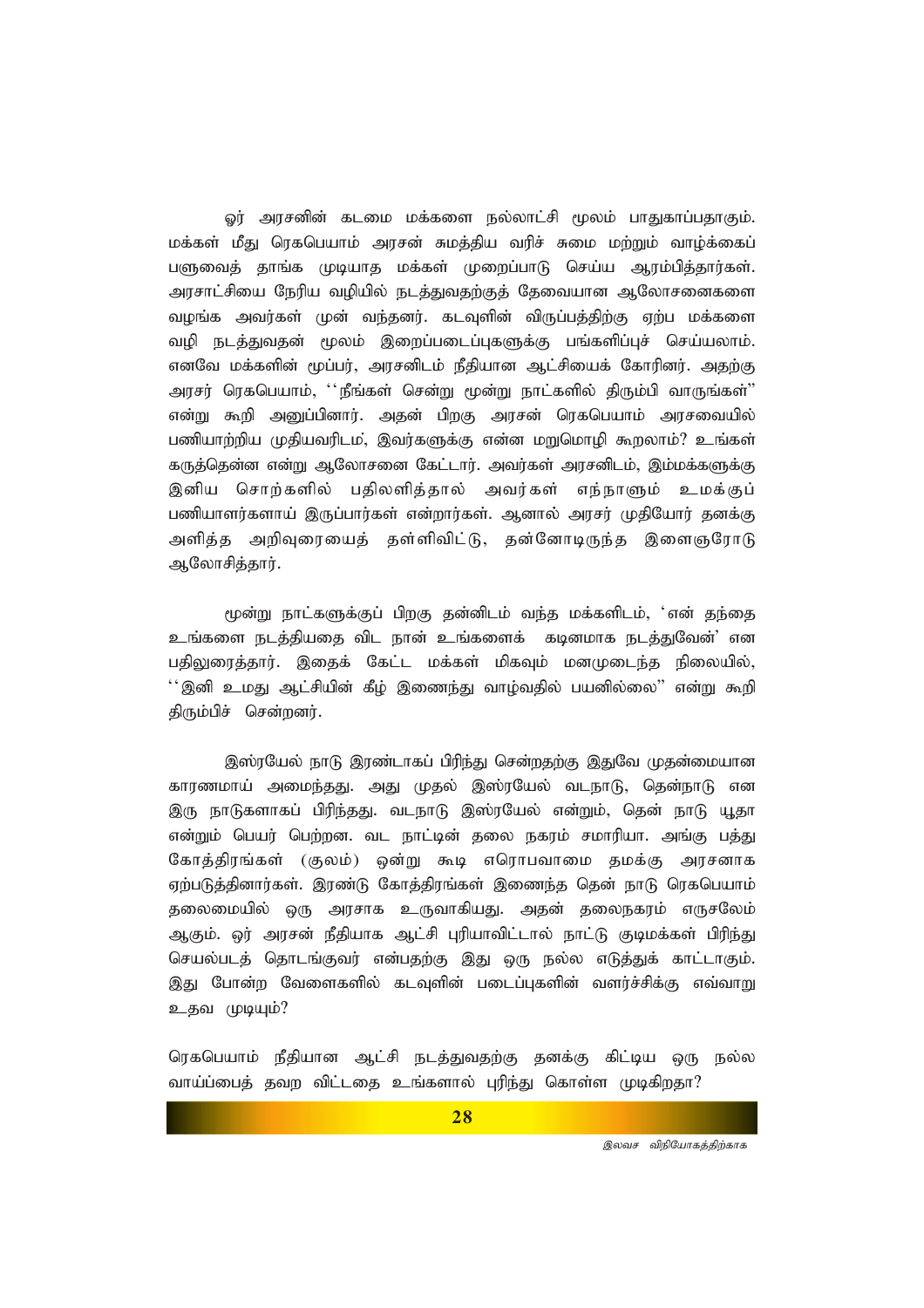ஓர் அரசனின் கடமை மக்களை நல்லாட்சி மூலம் பாதுகாப்பதாகும். மக்கள் மீது ரெகபெயாம் அரசன் சுமத்திய வரிச் சுமை மற்றும் வாழ்க்கைப் பளுவைத் தாங்க முடியாத மக்கள் முறைப்பாடு செய்ய ஆரம்பித்தார்கள். அரசாட்சியை நேரிய வழியில் நடத்துவதற்குத் தேவையான ஆலோசனைகளை வழங்க அவர்கள் முன் வந்தனர். கடவுளின் விருப்பத்திற்கு ஏற்ப மக்களை வழி நடத்துவதன் மூலம் இறைப்படைப்புகளுக்கு பங்களிப்புச் செய்யலாம். எனவே மக்களின் மூப்பர், அரசனிடம் நீதியான ஆட்சியைக் கோரினர். அதற்கு அரசர் ரெகபெயாம், ''நீங்கள் சென்று மூன்று நாட்களில் திரும்பி வாருங்கள்'' என்று கூறி அனுப்பினார். அதன் பிறகு அரசன் ரெகபெயாம் அரசவையில் பணியாற்றிய முதியவரிடம், இவர்களுக்கு என்ன மறுமொழி கூறலாம்? உங்கள் கருத்தென்ன என்று ஆலோசனை கேட்டார். அவர்கள் அரசனிடம், இம்மக்களுக்கு இனிய சொற்களில் பதிலளித்தால் அவர்கள் எந்நாளும் உமக்குப் பணியாளர்களாய் இருப்பார்கள் என்றார்கள். ஆனால் அரசர் முதியோர் தனக்கு அளித்த அறிவுரையைத் தள்ளிவிட்டு, தன்னோடிருந்த இளைஞரோடு ஆலோசித்தார்.

மூன்று நாட்களுக்குப் பிறகு தன்னிடம் வந்த மக்களிடம், 'என் தந்தை உங்களை நடத்தியதை விட நான் உங்களைக் கடினமாக நடத்துவேன்' என பதிலுரைத்தார். இதைக் கேட்ட மக்கள் மிகவும் மனமுடைந்த நிலையில், ''இனி உமது ஆட்சியின் கீழ் இணைந்து வாழ்வதில் பயனில்லை'' என்று கூறி திரும்பிச் சென்றனர்.

இஸ்ரயேல் நாடு இரண்டாகப் பிரிந்து சென்றதற்கு இதுவே முதன்மையான காரணமாய் அமைந்தது. அது முதல் இஸ்ரயேல் வடநாடு, தென்நாடு என இரு நாடுகளாகப் பிரிந்தது. வடநாடு இஸ்ரயேல் என்றும், தென் நாடு யூதா என்றும் பெயர் பெற்றன. வட நாட்டின் தலை நகரம் சமாரியா. அங்கு பத்து கோத்திரங்கள் (குலம்) ஒன்று கூடி எரொபவாமை தமக்கு அரசனாக ஏற்படுத்தினார்கள். இரண்டு கோத்திரங்கள் இணைந்த தென் நாடு ரெகபெயாம் தலைமையில் ஒரு அரசாக உருவாகியது. அதன் தலைநகரம் எருசலேம் ஆகும். ஓர் அரசன் நீதியாக ஆட்சி புரியாவிட்டால் நாட்டு குடிமக்கள் பிரிந்து செயல்படத் தொடங்குவர் என்பதற்கு இது ஒரு நல்ல எடுத்துக் காட்டாகும். இது போன்ற வேளைகளில் கடவுளின் படைப்புகளின் வளர்ச்சிக்கு எவ்வாறு உதவ முடியும்?

ரெகபெயாம் நீதியான ஆட்சி நடத்துவதற்கு தனக்கு கிட்டிய ஒரு நல்ல வாய்ப்பைத் தவற விட்டதை உங்களால் புரிந்து கொள்ள முடிகிறதா?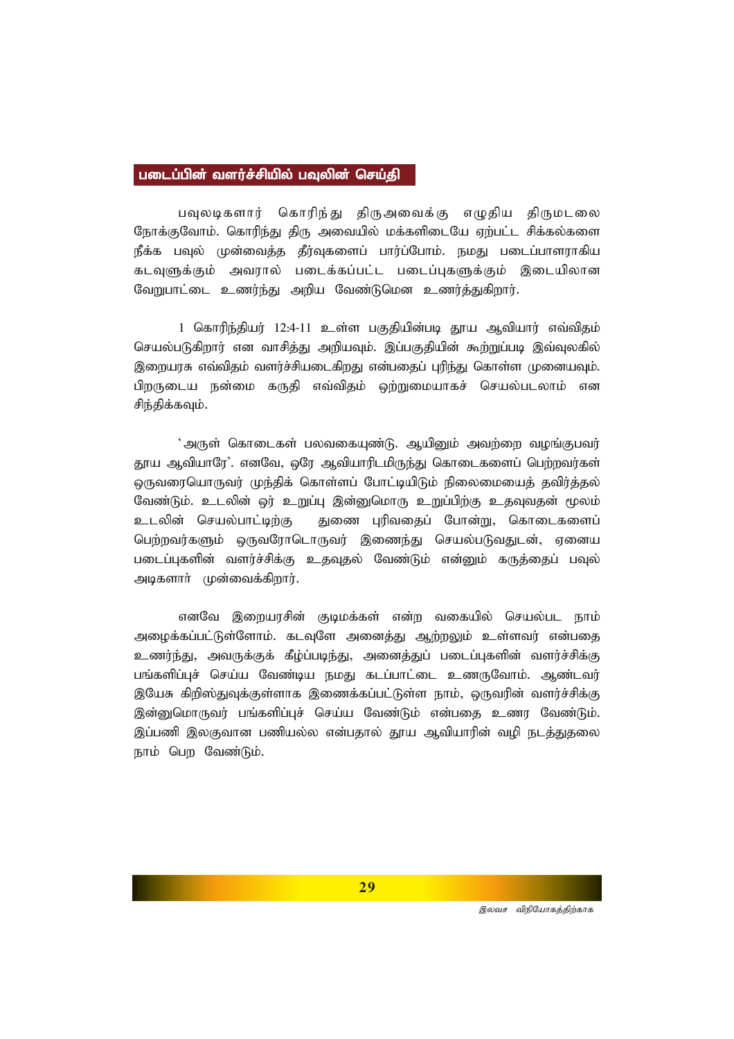## படைப்பின் வளர்ச்சியில் பவுலின் செய்தி

பவுலடிகளார் கொரிந்து திருஅவைக்கு எழுதிய திருமடலை நோக்குவோம். கொரிந்து திரு அவையில் மக்களிடையே ஏற்பட்ட சிக்கல்களை நீக்க பவுல் முன்வைத்த தீர்வுகளைப் பார்ப்போம். நமது படைப்பாளராகிய கடவுளுக்கும் அவரால் படைக்கப்பட்ட படைப்புகளுக்கும் இடையிலான வேறுபாட்டை உணர்ந்து அறிய வேண்டுமென உணர்த்துகிறார்.

1 கொரிந்தியர் 12:4-11 உள்ள பகுதியின்படி தூய ஆவியார் எவ்விதம் செயல்படுகிறார் என வாசித்து அறியவும். இப்பகுதியின் கூற்றுப்படி இவ்வுலகில் இறையரசு எவ்விதம் வளர்ச்சியடைகிறது என்பதைப் புரிந்து கொள்ள முனையவும். பிறருடைய நன்மை கருதி எவ்விதம் ஒற்றுமையாகச் செயல்படலாம் என சிந்திக்கவும்.

'அருள் கொடைகள் பலவகையுண்டு. ஆயினும் அவற்றை வழங்குபவர் தூய ஆவியாரே'. எனவே, ஒரே ஆவியாரிடமிருந்து கொடைகளைப் பெற்றவர்கள் ஒருவரையொருவர் முந்திக் கொள்ளப் போட்டியிடும் நிலைமையைத் தவிர்த்தல் வேண்டும். உடலின் ஒர் உறுப்பு இன்னுமொரு உறுப்பிற்கு உதவுவதன் மூலம் உடலின் செயல்பாட்டிற்கு துணை புரிவதைப் போன்று, கொடைகளைப் பெற்றவர்களும் ஒருவரோடொருவர் இணைந்து செயல்படுவதுடன், ஏனைய படைப்புகளின் வளர்ச்சிக்கு உதவுதல் வேண்டும் என்னும் கருத்தைப் பவுல் அடிகளார் முன்வைக்கிறார்.

எனவே இறையரசின் குடிமக்கள் என்ற வகையில் செயல்பட நாம் அழைக்கப்பட்டுள்ளோம். கடவுளே அனைத்து ஆற்றலும் உள்ளவர் என்பதை உணர்ந்து, அவருக்குக் கீழ்ப்படிந்து, அனைத்துப் படைப்புகளின் வளர்ச்சிக்கு பங்களிப்புச் செய்ய வேண்டிய நமது கடப்பாட்டை உணருவோம். ஆண்டவர் இயேசு கிறிஸ்துவுக்குள்ளாக இணைக்கப்பட்டுள்ள நாம், ஒருவரின் வளர்ச்சிக்கு இன்னுமொருவர் பங்களிப்புச் செய்ய வேண்டும் என்பதை உணர வேண்டும். இப்பணி இலகுவான பணியல்ல என்பதால் தூய ஆவியாரின் வழி நடத்துதலை நாம் பெற வேண்டும்.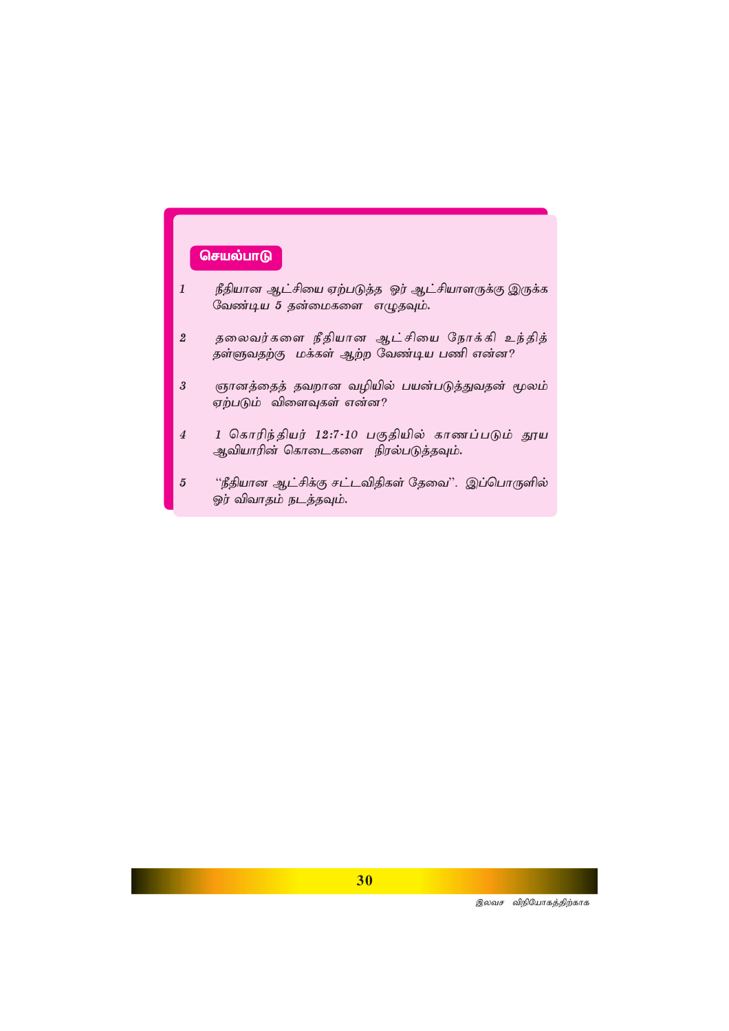## செயல்பாடு

1. நீதியான ஆட்சியை ஏற்படுத்த ஓர் ஆட்சியாளருக்கு இருக்க வேண்டிய 5 தன்மைகளை எழுதவும்.
2. தலைவர்களை நீதியான ஆட்சியை நோக்கி உந்தித் தள்ளுவதற்கு மக்கள் ஆற்ற வேண்டிய பணி என்ன?
3. ஞானத்தைத் தவறான வழியில் பயன்படுத்துவதன் மூலம் ஏற்படும் விளைவுகள் என்ன?
4. 1 கொரிந்தியர் 12:7-10 பகுதியில் காணப்படும் தூய ஆவியாரின் கொடைகளை நிரல்படுத்தவும்.
5. "நீதியான ஆட்சிக்கு சட்டவிதிகள் தேவை". இப்பொருளில் ஓர் விவாதம் நடத்தவும்.